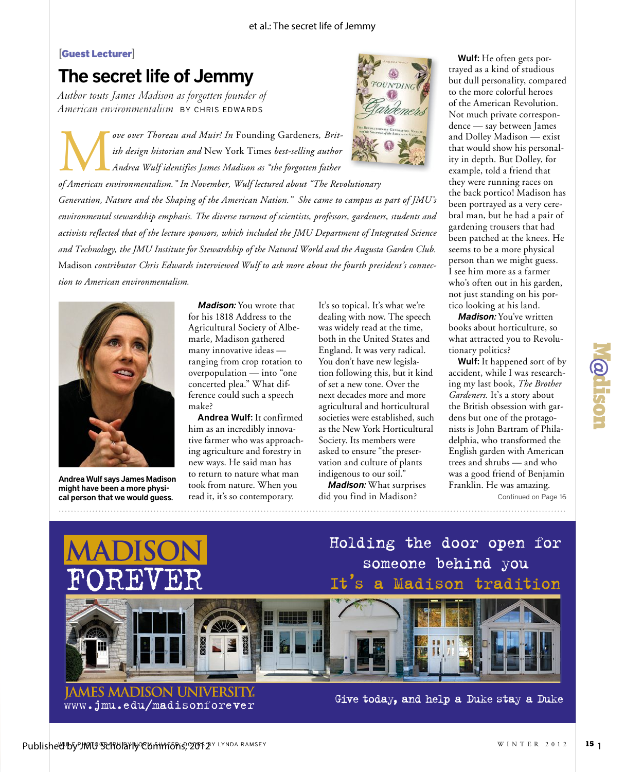[Guest Lecturer]

# The secret life of Jemmy

*Author touts James Madison as forgotten founder of American environmentalism* BY CHRIS EDWARDS

*Move over Thoreau and Muir! In* Founding Gardeners*, British design historian and* New York Times *best-selling author Andrea Wulf identifies James Madison as "the forgotten father of American environmentalism." In November, Wulf lectured about "The Revolutionary Generation, Nature and the Shaping of the American Nation." She came to campus as part of JMU's environmental stewardship emphasis. The diverse turnout of scientists, professors, gardeners, students and activists reflected that of the lecture sponsors, which included the JMU Department of Integrated Science and Technology, the JMU Institute for Stewardship of the Natural World and the Augusta Garden Club.* Madison *contributor Chris Edwards interviewed Wulf to ask more about the fourth president's connection to American environmentalism.*

**Andrea Wulf says James Madison might have been a more physical person that we would guess.**

***Madison:*** You wrote that for his 1818 Address to the Agricultural Society of Albemarle, Madison gathered many innovative ideas — ranging from crop rotation to overpopulation — into "one concerted plea." What difference could such a speech make?

**Andrea Wulf:** It confirmed him as an incredibly innovative farmer who was approaching agriculture and forestry in new ways. He said man has to return to nature what man took from nature. When you read it, it's so contemporary. It's so topical. It's what we're dealing with now. The speech was widely read at the time, both in the United States and England. It was very radical. You don't have new legislation following this, but it kind of set a new tone. Over the next decades more and more agricultural and horticultural societies were established, such as the New York Horticultural Society. Its members were asked to ensure "the preservation and culture of plants indigenous to our soil."

***Madison:*** What surprises did you find in Madison?

**Wulf:** He often gets portrayed as a kind of studious but dull personality, compared to the more colorful heroes of the American Revolution. Not much private correspondence — say between James and Dolley Madison — exist that would show his personality in depth. But Dolley, for example, told a friend that they were running races on the back portico! Madison has been portrayed as a very cerebral man, but he had a pair of gardening trousers that had been patched at the knees. He seems to be a more physical person than we might guess. I see him more as a farmer who's often out in his garden, not just standing on his portico looking at his land.

***Madison:*** You've written books about horticulture, so what attracted you to Revolutionary politics?

**Wulf:** It happened sort of by accident, while I was researching my last book, *The Brother Gardeners.* It's a story about the British obsession with gardens but one of the protagonists is John Bartram of Philadelphia, who transformed the English garden with American trees and shrubs — and who was a good friend of Benjamin Franklin. He was amazing.

Continued on Page 16

---

MADISON FOREVER

Holding the door open for someone behind you
It's a Madison tradition

JAMES MADISON UNIVERSITY.
www.jmu.edu/madisonforever

Give today, and help a Duke stay a Duke

WULF PHOTOGRAPH BY NORM SHAFER; DOORS BY LYNDA RAMSEY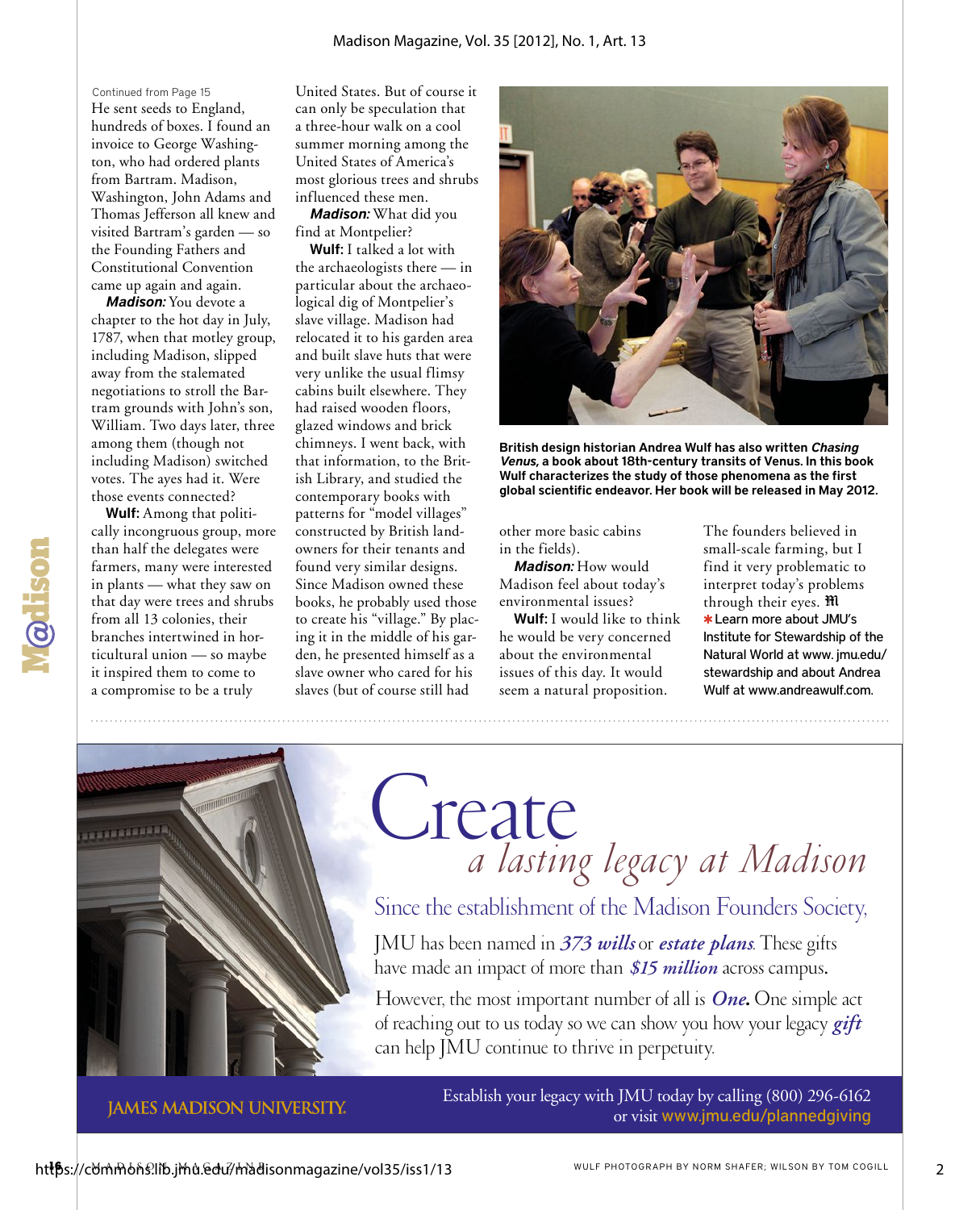Continued from Page 15

He sent seeds to England, hundreds of boxes. I found an invoice to George Washington, who had ordered plants from Bartram. Madison, Washington, John Adams and Thomas Jefferson all knew and visited Bartram's garden — so the Founding Fathers and Constitutional Convention came up again and again.

***Madison:*** You devote a chapter to the hot day in July, 1787, when that motley group, including Madison, slipped away from the stalemated negotiations to stroll the Bartram grounds with John's son, William. Two days later, three among them (though not including Madison) switched votes. The ayes had it. Were those events connected?

**Wulf:** Among that politically incongruous group, more than half the delegates were farmers, many were interested in plants — what they saw on that day were trees and shrubs from all 13 colonies, their branches intertwined in horticultural union — so maybe it inspired them to come to a compromise to be a truly United States. But of course it can only be speculation that a three-hour walk on a cool summer morning among the United States of America's most glorious trees and shrubs influenced these men.

***Madison:*** What did you find at Montpelier?

**Wulf:** I talked a lot with the archaeologists there — in particular about the archaeological dig of Montpelier's slave village. Madison had relocated it to his garden area and built slave huts that were very unlike the usual flimsy cabins built elsewhere. They had raised wooden floors, glazed windows and brick chimneys. I went back, with that information, to the British Library, and studied the contemporary books with patterns for "model villages" constructed by British landowners for their tenants and found very similar designs. Since Madison owned these books, he probably used those to create his "village." By placing it in the middle of his garden, he presented himself as a slave owner who cared for his slaves (but of course still had other more basic cabins in the fields).

***Madison:*** How would Madison feel about today's environmental issues?

**Wulf:** I would like to think he would be very concerned about the environmental issues of this day. It would seem a natural proposition. The founders believed in small-scale farming, but I find it very problematic to interpret today's problems through their eyes.

**British design historian Andrea Wulf has also written *Chasing Venus*, a book about 18th-century transits of Venus. In this book Wulf characterizes the study of those phenomena as the first global scientific endeavor. Her book will be released in May 2012.**

\* Learn more about JMU's Institute for Stewardship of the Natural World at www.jmu.edu/stewardship and about Andrea Wulf at www.andreawulf.com.

# Create
## *a lasting legacy at Madison*

Since the establishment of the Madison Founders Society, JMU has been named in ***373 wills*** or ***estate plans***. These gifts have made an impact of more than ***$15 million*** across campus.

However, the most important number of all is ***One.*** One simple act of reaching out to us today so we can show you how your legacy ***gift*** can help JMU continue to thrive in perpetuity.

JAMES MADISON UNIVERSITY.

Establish your legacy with JMU today by calling (800) 296-6162 or visit www.jmu.edu/plannedgiving

WULF PHOTOGRAPH BY NORM SHAFER; WILSON BY TOM COGILL